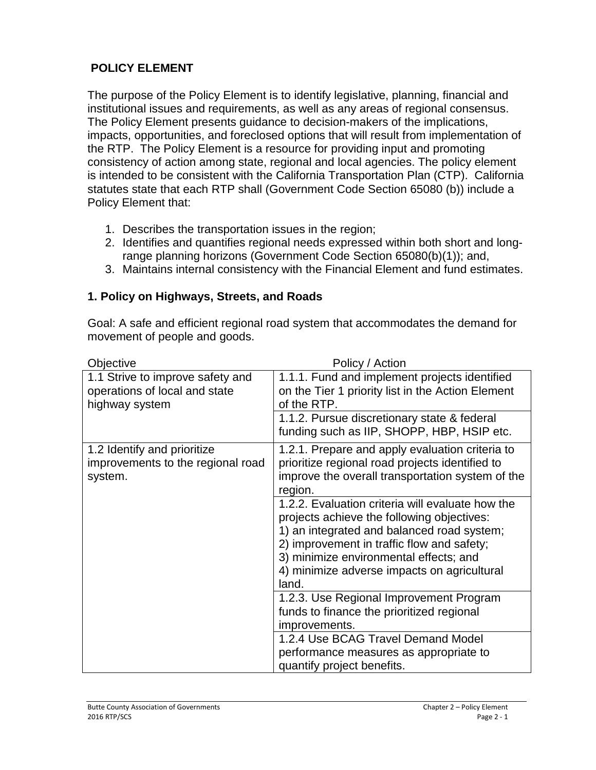# POLICY ELEMENT

The purpose of the Policy Element is to identify legislative, planning, financial and institutional issues and requirements, as well as any areas of regional consensus. The Policy Element presents guidance to decision-makers of the implications, impacts, opportunities, and foreclosed options that will result from implementation of the RTP. The Policy Element is a resource for providing input and promoting consistency of action among state, regional and local agencies. The policy element is intended to be consistent with the California Transportation Plan (CTP). California statutes state that each RTP shall (Government Code Section 65080 (b)) include a Policy Element that:

1. Describes the transportation issues in the region;
2. Identifies and quantifies regional needs expressed within both short and long-range planning horizons (Government Code Section 65080(b)(1)); and,
3. Maintains internal consistency with the Financial Element and fund estimates.

## 1. Policy on Highways, Streets, and Roads

Goal: A safe and efficient regional road system that accommodates the demand for movement of people and goods.

| Objective | Policy / Action |
|---|---|
| 1.1 Strive to improve safety and operations of local and state highway system | 1.1.1. Fund and implement projects identified on the Tier 1 priority list in the Action Element of the RTP. |
| | 1.1.2. Pursue discretionary state & federal funding such as IIP, SHOPP, HBP, HSIP etc. |
| 1.2 Identify and prioritize improvements to the regional road system. | 1.2.1. Prepare and apply evaluation criteria to prioritize regional road projects identified to improve the overall transportation system of the region. |
| | 1.2.2. Evaluation criteria will evaluate how the projects achieve the following objectives:<br>1) an integrated and balanced road system;<br>2) improvement in traffic flow and safety;<br>3) minimize environmental effects; and<br>4) minimize adverse impacts on agricultural land. |
| | 1.2.3. Use Regional Improvement Program funds to finance the prioritized regional improvements. |
| | 1.2.4 Use BCAG Travel Demand Model performance measures as appropriate to quantify project benefits. |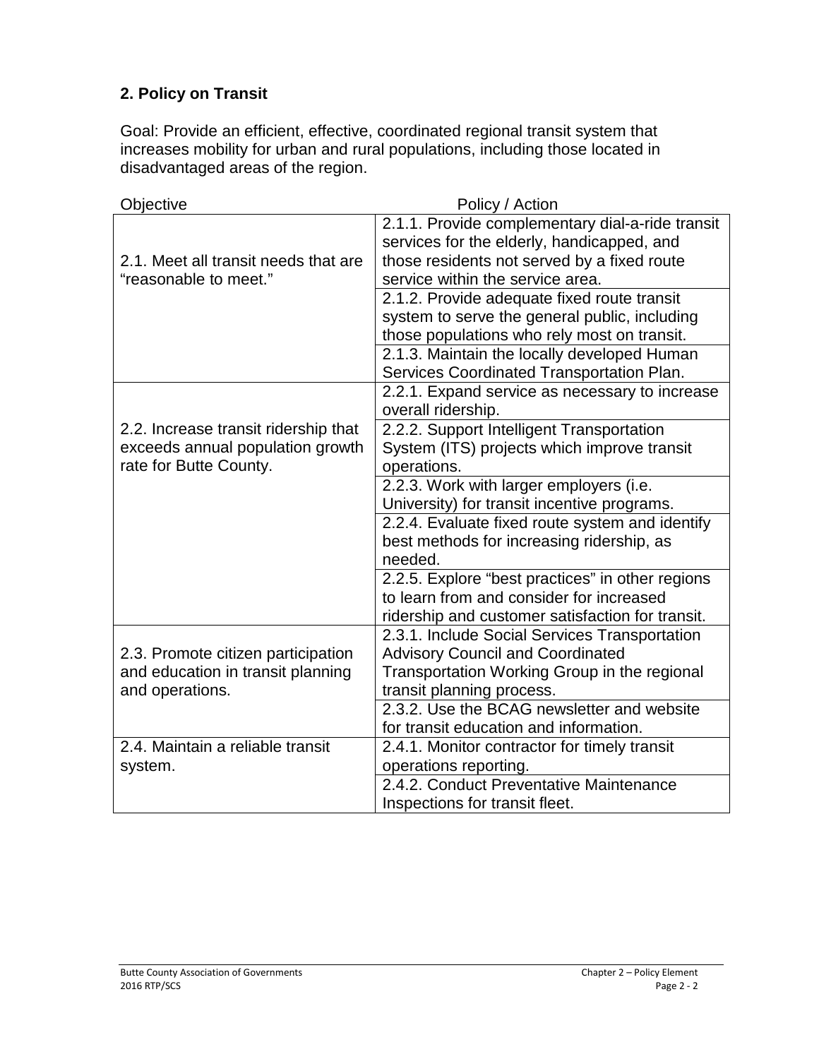### 2. Policy on Transit

Goal: Provide an efficient, effective, coordinated regional transit system that increases mobility for urban and rural populations, including those located in disadvantaged areas of the region.

| Objective | Policy / Action |
|---|---|
| 2.1. Meet all transit needs that are "reasonable to meet." | 2.1.1. Provide complementary dial-a-ride transit services for the elderly, handicapped, and those residents not served by a fixed route service within the service area. |
| | 2.1.2. Provide adequate fixed route transit system to serve the general public, including those populations who rely most on transit. |
| | 2.1.3. Maintain the locally developed Human Services Coordinated Transportation Plan. |
| 2.2. Increase transit ridership that exceeds annual population growth rate for Butte County. | 2.2.1. Expand service as necessary to increase overall ridership. |
| | 2.2.2. Support Intelligent Transportation System (ITS) projects which improve transit operations. |
| | 2.2.3. Work with larger employers (i.e. University) for transit incentive programs. |
| | 2.2.4. Evaluate fixed route system and identify best methods for increasing ridership, as needed. |
| | 2.2.5. Explore "best practices" in other regions to learn from and consider for increased ridership and customer satisfaction for transit. |
| 2.3. Promote citizen participation and education in transit planning and operations. | 2.3.1. Include Social Services Transportation Advisory Council and Coordinated Transportation Working Group in the regional transit planning process. |
| | 2.3.2. Use the BCAG newsletter and website for transit education and information. |
| 2.4. Maintain a reliable transit system. | 2.4.1. Monitor contractor for timely transit operations reporting. |
| | 2.4.2. Conduct Preventative Maintenance Inspections for transit fleet. |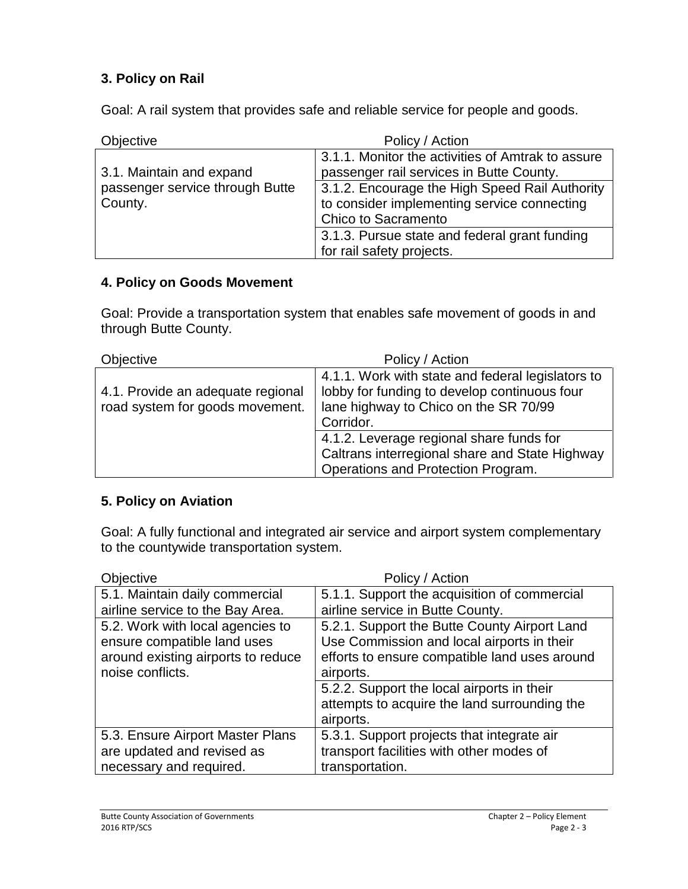### 3. Policy on Rail

Goal: A rail system that provides safe and reliable service for people and goods.

| Objective | Policy / Action |
|---|---|
| 3.1. Maintain and expand passenger service through Butte County. | 3.1.1. Monitor the activities of Amtrak to assure passenger rail services in Butte County. |
| | 3.1.2. Encourage the High Speed Rail Authority to consider implementing service connecting Chico to Sacramento |
| | 3.1.3. Pursue state and federal grant funding for rail safety projects. |

### 4. Policy on Goods Movement

Goal: Provide a transportation system that enables safe movement of goods in and through Butte County.

| Objective | Policy / Action |
|---|---|
| 4.1. Provide an adequate regional road system for goods movement. | 4.1.1. Work with state and federal legislators to lobby for funding to develop continuous four lane highway to Chico on the SR 70/99 Corridor. |
| | 4.1.2. Leverage regional share funds for Caltrans interregional share and State Highway Operations and Protection Program. |

### 5. Policy on Aviation

Goal: A fully functional and integrated air service and airport system complementary to the countywide transportation system.

| Objective | Policy / Action |
|---|---|
| 5.1. Maintain daily commercial airline service to the Bay Area. | 5.1.1. Support the acquisition of commercial airline service in Butte County. |
| 5.2. Work with local agencies to ensure compatible land uses around existing airports to reduce noise conflicts. | 5.2.1. Support the Butte County Airport Land Use Commission and local airports in their efforts to ensure compatible land uses around airports. |
| | 5.2.2. Support the local airports in their attempts to acquire the land surrounding the airports. |
| 5.3. Ensure Airport Master Plans are updated and revised as necessary and required. | 5.3.1. Support projects that integrate air transport facilities with other modes of transportation. |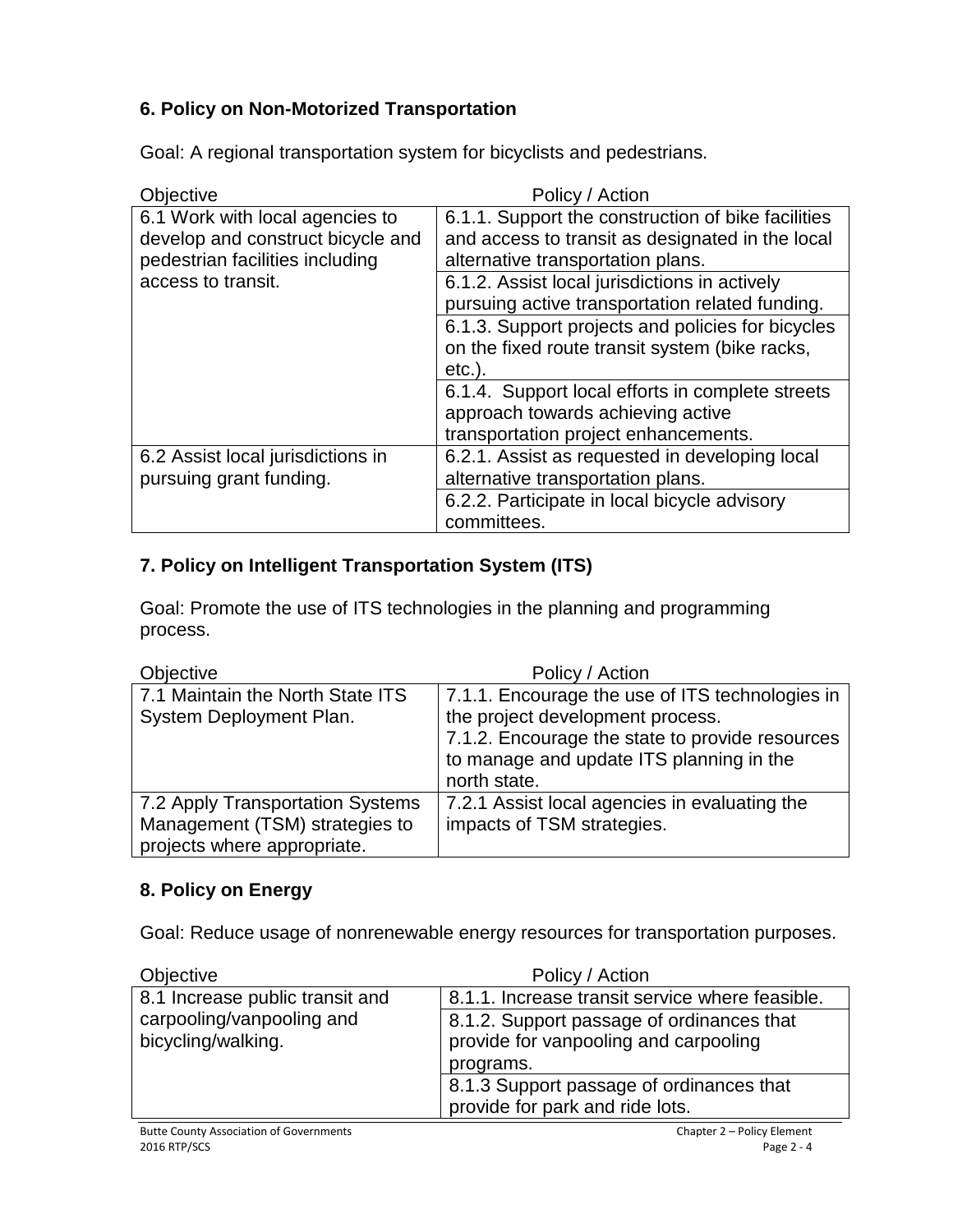### 6. Policy on Non-Motorized Transportation

Goal: A regional transportation system for bicyclists and pedestrians.

| Objective | Policy / Action |
|---|---|
| 6.1 Work with local agencies to develop and construct bicycle and pedestrian facilities including access to transit. | 6.1.1. Support the construction of bike facilities and access to transit as designated in the local alternative transportation plans. |
| | 6.1.2. Assist local jurisdictions in actively pursuing active transportation related funding. |
| | 6.1.3. Support projects and policies for bicycles on the fixed route transit system (bike racks, etc.). |
| | 6.1.4. Support local efforts in complete streets approach towards achieving active transportation project enhancements. |
| 6.2 Assist local jurisdictions in pursuing grant funding. | 6.2.1. Assist as requested in developing local alternative transportation plans. |
| | 6.2.2. Participate in local bicycle advisory committees. |

### 7. Policy on Intelligent Transportation System (ITS)

Goal: Promote the use of ITS technologies in the planning and programming process.

| Objective | Policy / Action |
|---|---|
| 7.1 Maintain the North State ITS System Deployment Plan. | 7.1.1. Encourage the use of ITS technologies in the project development process.<br>7.1.2. Encourage the state to provide resources to manage and update ITS planning in the north state. |
| 7.2 Apply Transportation Systems Management (TSM) strategies to projects where appropriate. | 7.2.1 Assist local agencies in evaluating the impacts of TSM strategies. |

### 8. Policy on Energy

Goal: Reduce usage of nonrenewable energy resources for transportation purposes.

| Objective | Policy / Action |
|---|---|
| 8.1 Increase public transit and carpooling/vanpooling and bicycling/walking. | 8.1.1. Increase transit service where feasible. |
| | 8.1.2. Support passage of ordinances that provide for vanpooling and carpooling programs. |
| | 8.1.3 Support passage of ordinances that provide for park and ride lots. |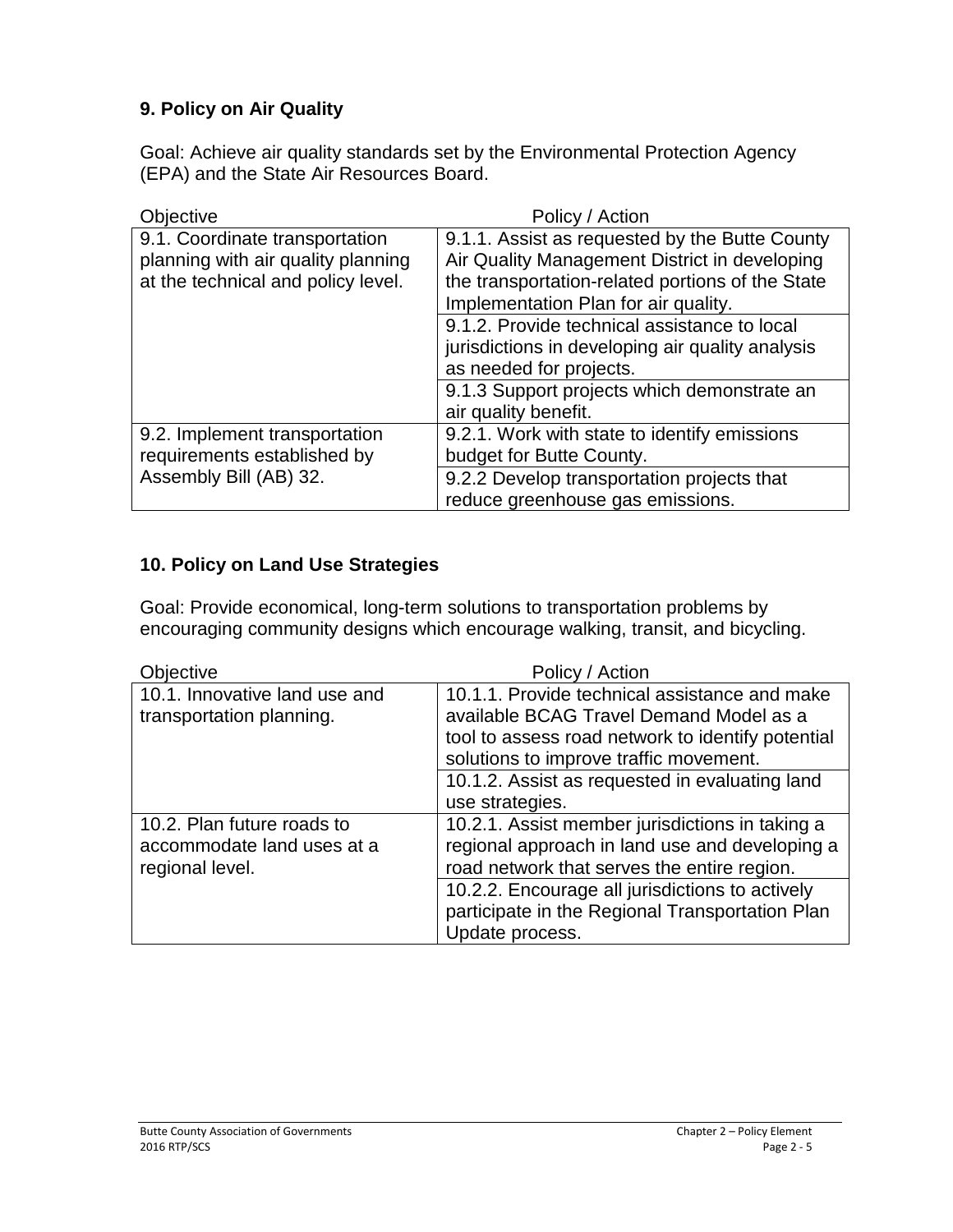### 9. Policy on Air Quality

Goal: Achieve air quality standards set by the Environmental Protection Agency (EPA) and the State Air Resources Board.

| Objective | Policy / Action |
|---|---|
| 9.1. Coordinate transportation planning with air quality planning at the technical and policy level. | 9.1.1. Assist as requested by the Butte County Air Quality Management District in developing the transportation-related portions of the State Implementation Plan for air quality. |
| | 9.1.2. Provide technical assistance to local jurisdictions in developing air quality analysis as needed for projects. |
| | 9.1.3 Support projects which demonstrate an air quality benefit. |
| 9.2. Implement transportation requirements established by Assembly Bill (AB) 32. | 9.2.1. Work with state to identify emissions budget for Butte County. |
| | 9.2.2 Develop transportation projects that reduce greenhouse gas emissions. |

### 10. Policy on Land Use Strategies

Goal: Provide economical, long-term solutions to transportation problems by encouraging community designs which encourage walking, transit, and bicycling.

| Objective | Policy / Action |
|---|---|
| 10.1. Innovative land use and transportation planning. | 10.1.1. Provide technical assistance and make available BCAG Travel Demand Model as a tool to assess road network to identify potential solutions to improve traffic movement. |
| | 10.1.2. Assist as requested in evaluating land use strategies. |
| 10.2. Plan future roads to accommodate land uses at a regional level. | 10.2.1. Assist member jurisdictions in taking a regional approach in land use and developing a road network that serves the entire region. |
| | 10.2.2. Encourage all jurisdictions to actively participate in the Regional Transportation Plan Update process. |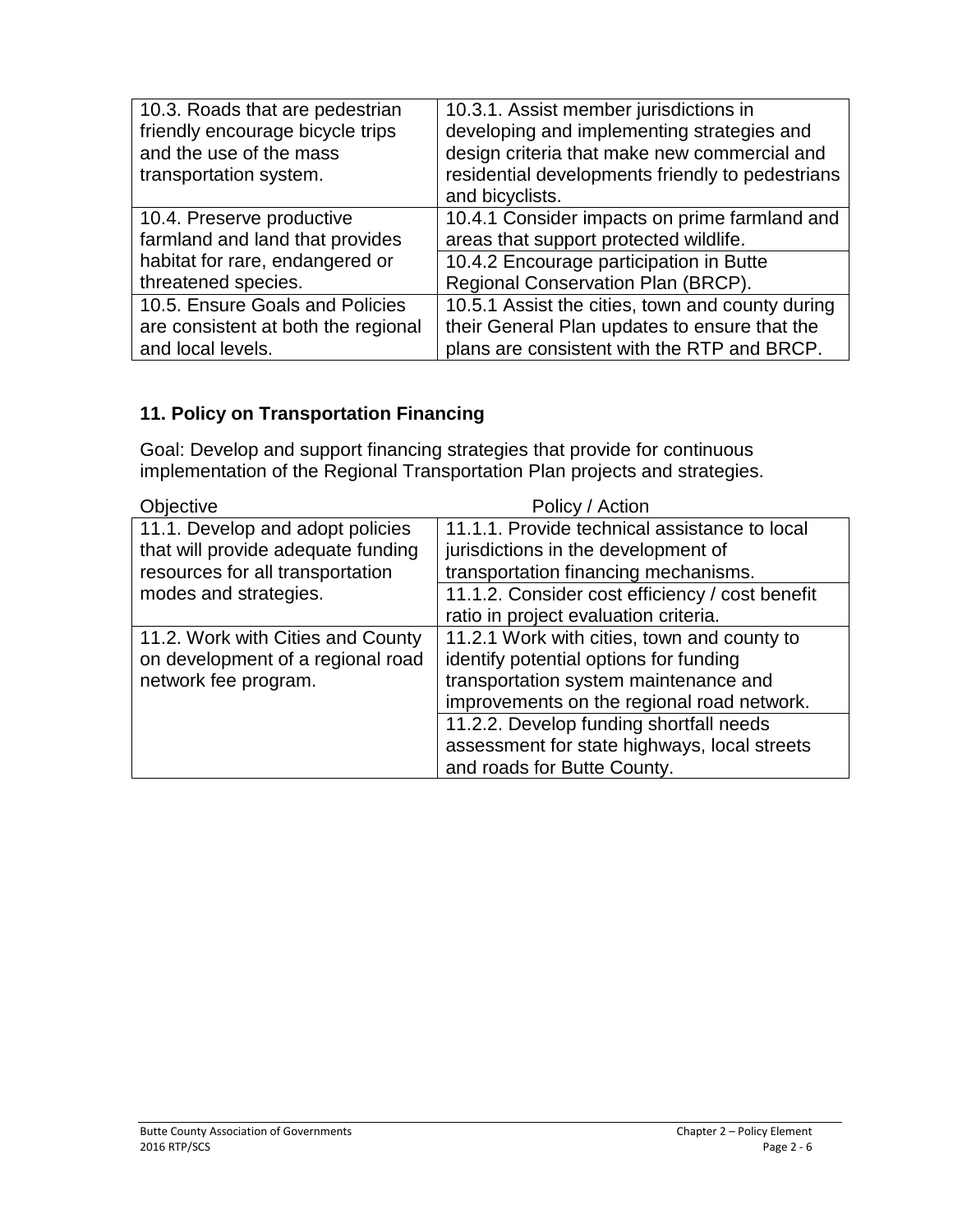| | |
|---|---|
| 10.3. Roads that are pedestrian friendly encourage bicycle trips and the use of the mass transportation system. | 10.3.1. Assist member jurisdictions in developing and implementing strategies and design criteria that make new commercial and residential developments friendly to pedestrians and bicyclists. |
| 10.4. Preserve productive farmland and land that provides habitat for rare, endangered or threatened species. | 10.4.1 Consider impacts on prime farmland and areas that support protected wildlife. |
| | 10.4.2 Encourage participation in Butte Regional Conservation Plan (BRCP). |
| 10.5. Ensure Goals and Policies are consistent at both the regional and local levels. | 10.5.1 Assist the cities, town and county during their General Plan updates to ensure that the plans are consistent with the RTP and BRCP. |

## 11. Policy on Transportation Financing

Goal: Develop and support financing strategies that provide for continuous implementation of the Regional Transportation Plan projects and strategies.

| Objective | Policy / Action |
|---|---|
| 11.1. Develop and adopt policies that will provide adequate funding resources for all transportation modes and strategies. | 11.1.1. Provide technical assistance to local jurisdictions in the development of transportation financing mechanisms. |
| | 11.1.2. Consider cost efficiency / cost benefit ratio in project evaluation criteria. |
| 11.2. Work with Cities and County on development of a regional road network fee program. | 11.2.1 Work with cities, town and county to identify potential options for funding transportation system maintenance and improvements on the regional road network. |
| | 11.2.2. Develop funding shortfall needs assessment for state highways, local streets and roads for Butte County. |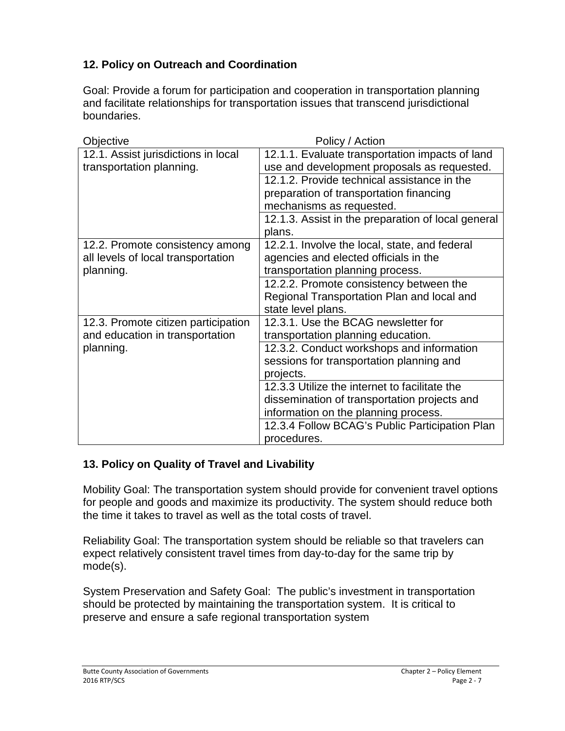### 12. Policy on Outreach and Coordination

Goal: Provide a forum for participation and cooperation in transportation planning and facilitate relationships for transportation issues that transcend jurisdictional boundaries.

| Objective | Policy / Action |
|---|---|
| 12.1. Assist jurisdictions in local transportation planning. | 12.1.1. Evaluate transportation impacts of land use and development proposals as requested. |
| | 12.1.2. Provide technical assistance in the preparation of transportation financing mechanisms as requested. |
| | 12.1.3. Assist in the preparation of local general plans. |
| 12.2. Promote consistency among all levels of local transportation planning. | 12.2.1. Involve the local, state, and federal agencies and elected officials in the transportation planning process. |
| | 12.2.2. Promote consistency between the Regional Transportation Plan and local and state level plans. |
| 12.3. Promote citizen participation and education in transportation planning. | 12.3.1. Use the BCAG newsletter for transportation planning education. |
| | 12.3.2. Conduct workshops and information sessions for transportation planning and projects. |
| | 12.3.3 Utilize the internet to facilitate the dissemination of transportation projects and information on the planning process. |
| | 12.3.4 Follow BCAG's Public Participation Plan procedures. |

### 13. Policy on Quality of Travel and Livability

Mobility Goal: The transportation system should provide for convenient travel options for people and goods and maximize its productivity. The system should reduce both the time it takes to travel as well as the total costs of travel.

Reliability Goal: The transportation system should be reliable so that travelers can expect relatively consistent travel times from day-to-day for the same trip by mode(s).

System Preservation and Safety Goal: The public's investment in transportation should be protected by maintaining the transportation system. It is critical to preserve and ensure a safe regional transportation system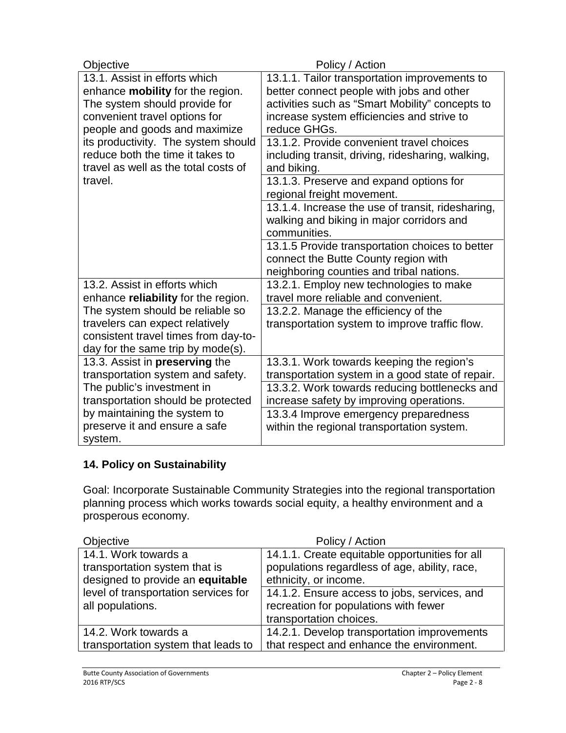| Objective | Policy / Action |
|---|---|
| 13.1. Assist in efforts which enhance **mobility** for the region. The system should provide for convenient travel options for people and goods and maximize its productivity. The system should reduce both the time it takes to travel as well as the total costs of travel. | 13.1.1. Tailor transportation improvements to better connect people with jobs and other activities such as "Smart Mobility" concepts to increase system efficiencies and strive to reduce GHGs. |
| | 13.1.2. Provide convenient travel choices including transit, driving, ridesharing, walking, and biking. |
| | 13.1.3. Preserve and expand options for regional freight movement. |
| | 13.1.4. Increase the use of transit, ridesharing, walking and biking in major corridors and communities. |
| | 13.1.5 Provide transportation choices to better connect the Butte County region with neighboring counties and tribal nations. |
| 13.2. Assist in efforts which enhance **reliability** for the region. The system should be reliable so travelers can expect relatively consistent travel times from day-to-day for the same trip by mode(s). | 13.2.1. Employ new technologies to make travel more reliable and convenient. |
| | 13.2.2. Manage the efficiency of the transportation system to improve traffic flow. |
| 13.3. Assist in **preserving** the transportation system and safety. The public's investment in transportation should be protected by maintaining the system to preserve it and ensure a safe system. | 13.3.1. Work towards keeping the region's transportation system in a good state of repair. |
| | 13.3.2. Work towards reducing bottlenecks and increase safety by improving operations. |
| | 13.3.4 Improve emergency preparedness within the regional transportation system. |

### 14. Policy on Sustainability

Goal: Incorporate Sustainable Community Strategies into the regional transportation planning process which works towards social equity, a healthy environment and a prosperous economy.

| Objective | Policy / Action |
|---|---|
| 14.1. Work towards a transportation system that is designed to provide an **equitable** level of transportation services for all populations. | 14.1.1. Create equitable opportunities for all populations regardless of age, ability, race, ethnicity, or income. |
| | 14.1.2. Ensure access to jobs, services, and recreation for populations with fewer transportation choices. |
| 14.2. Work towards a transportation system that leads to | 14.2.1. Develop transportation improvements that respect and enhance the environment. |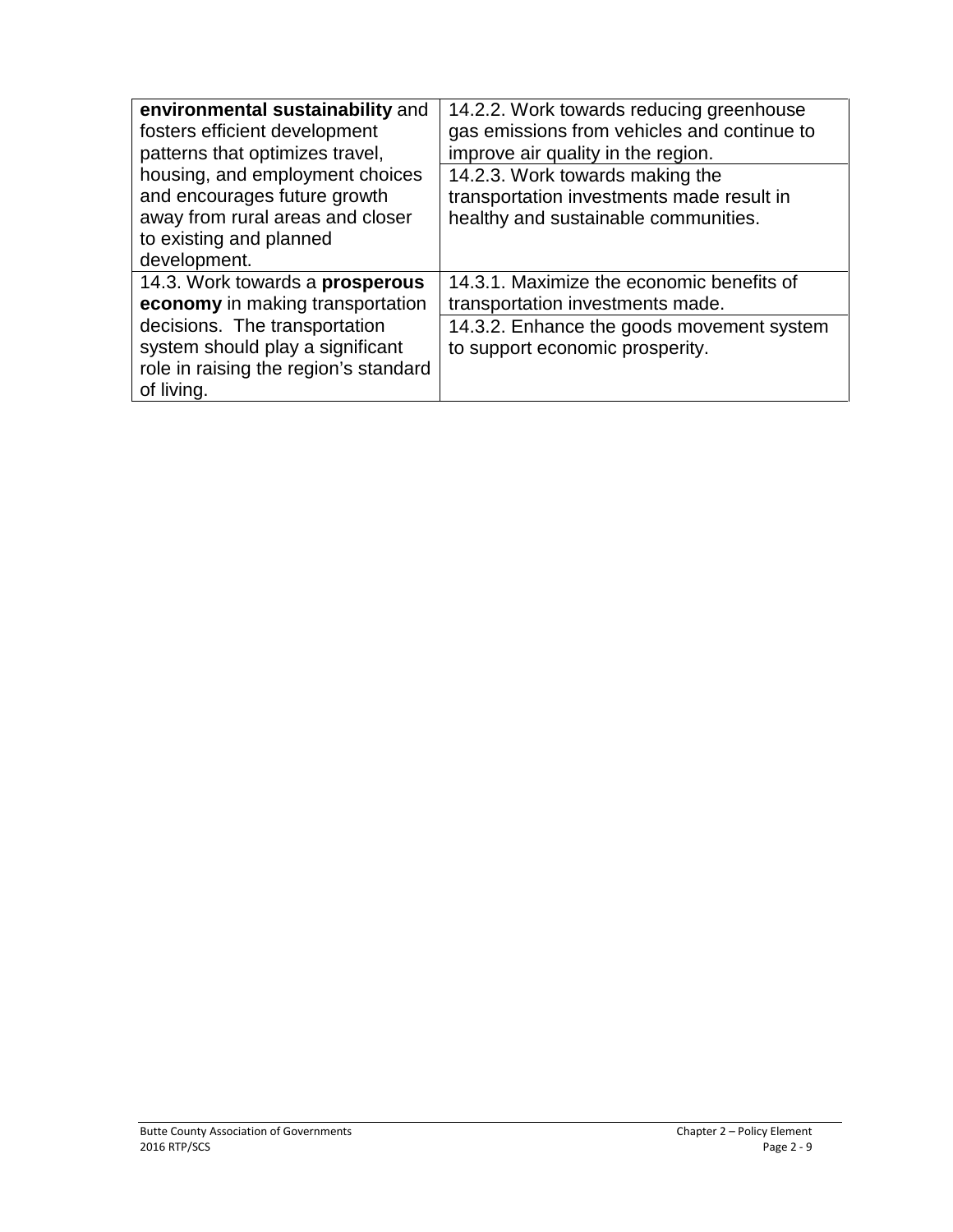| | |
|---|---|
| **environmental sustainability** and fosters efficient development patterns that optimizes travel, housing, and employment choices and encourages future growth away from rural areas and closer to existing and planned development. | 14.2.2. Work towards reducing greenhouse gas emissions from vehicles and continue to improve air quality in the region. |
| | 14.2.3. Work towards making the transportation investments made result in healthy and sustainable communities. |
| 14.3. Work towards a **prosperous economy** in making transportation decisions. The transportation system should play a significant role in raising the region's standard of living. | 14.3.1. Maximize the economic benefits of transportation investments made. |
| | 14.3.2. Enhance the goods movement system to support economic prosperity. |